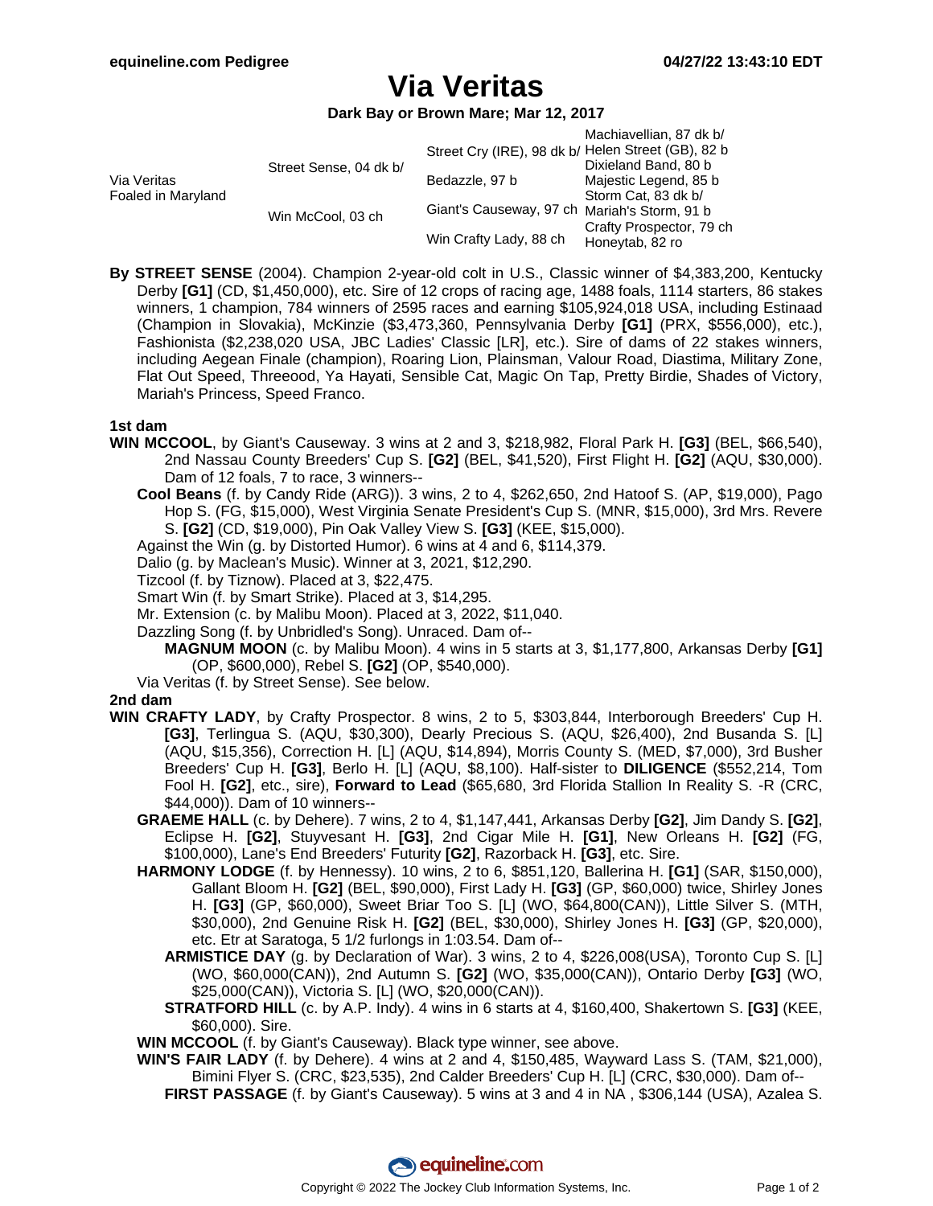equineline.com Pedigree

04/27/22 13:43:10 EDT

# Via Veritas

**Dark Bay or Brown Mare; Mar 12, 2017**

| | | | |
|---|---|---|---|
| Via Veritas<br>Foaled in Maryland | Street Sense, 04 dk b/ | Street Cry (IRE), 98 dk b/ | Machiavellian, 87 dk b/ |
| | | | Helen Street (GB), 82 b |
| | | Bedazzle, 97 b | Dixieland Band, 80 b |
| | | | Majestic Legend, 85 b |
| | Win McCool, 03 ch | Giant's Causeway, 97 ch | Storm Cat, 83 dk b/ |
| | | | Mariah's Storm, 91 b |
| | | Win Crafty Lady, 88 ch | Crafty Prospector, 79 ch |
| | | | Honeytab, 82 ro |

**By STREET SENSE** (2004). Champion 2-year-old colt in U.S., Classic winner of $4,383,200, Kentucky Derby **[G1]** (CD, $1,450,000), etc. Sire of 12 crops of racing age, 1488 foals, 1114 starters, 86 stakes winners, 1 champion, 784 winners of 2595 races and earning $105,924,018 USA, including Estinaad (Champion in Slovakia), McKinzie ($3,473,360, Pennsylvania Derby **[G1]** (PRX, $556,000), etc.), Fashionista ($2,238,020 USA, JBC Ladies' Classic [LR], etc.). Sire of dams of 22 stakes winners, including Aegean Finale (champion), Roaring Lion, Plainsman, Valour Road, Diastima, Military Zone, Flat Out Speed, Threeood, Ya Hayati, Sensible Cat, Magic On Tap, Pretty Birdie, Shades of Victory, Mariah's Princess, Speed Franco.

### 1st dam

**WIN MCCOOL**, by Giant's Causeway. 3 wins at 2 and 3, $218,982, Floral Park H. **[G3]** (BEL, $66,540), 2nd Nassau County Breeders' Cup S. **[G2]** (BEL, $41,520), First Flight H. **[G2]** (AQU, $30,000). Dam of 12 foals, 7 to race, 3 winners--

- **Cool Beans** (f. by Candy Ride (ARG)). 3 wins, 2 to 4, $262,650, 2nd Hatoof S. (AP, $19,000), Pago Hop S. (FG, $15,000), West Virginia Senate President's Cup S. (MNR, $15,000), 3rd Mrs. Revere S. **[G2]** (CD, $19,000), Pin Oak Valley View S. **[G3]** (KEE, $15,000).
- Against the Win (g. by Distorted Humor). 6 wins at 4 and 6, $114,379.
- Dalio (g. by Maclean's Music). Winner at 3, 2021, $12,290.
- Tizcool (f. by Tiznow). Placed at 3, $22,475.
- Smart Win (f. by Smart Strike). Placed at 3, $14,295.
- Mr. Extension (c. by Malibu Moon). Placed at 3, 2022, $11,040.
- Dazzling Song (f. by Unbridled's Song). Unraced. Dam of--
  - **MAGNUM MOON** (c. by Malibu Moon). 4 wins in 5 starts at 3, $1,177,800, Arkansas Derby **[G1]** (OP, $600,000), Rebel S. **[G2]** (OP, $540,000).
- Via Veritas (f. by Street Sense). See below.

### 2nd dam

**WIN CRAFTY LADY**, by Crafty Prospector. 8 wins, 2 to 5, $303,844, Interborough Breeders' Cup H. **[G3]**, Terlingua S. (AQU, $30,300), Dearly Precious S. (AQU, $26,400), 2nd Busanda S. [L] (AQU, $15,356), Correction H. [L] (AQU, $14,894), Morris County S. (MED, $7,000), 3rd Busher Breeders' Cup H. **[G3]**, Berlo H. [L] (AQU, $8,100). Half-sister to **DILIGENCE** ($552,214, Tom Fool H. **[G2]**, etc., sire), **Forward to Lead** ($65,680, 3rd Florida Stallion In Reality S. -R (CRC, $44,000)). Dam of 10 winners--

- **GRAEME HALL** (c. by Dehere). 7 wins, 2 to 4, $1,147,441, Arkansas Derby **[G2]**, Jim Dandy S. **[G2]**, Eclipse H. **[G2]**, Stuyvesant H. **[G3]**, 2nd Cigar Mile H. **[G1]**, New Orleans H. **[G2]** (FG, $100,000), Lane's End Breeders' Futurity **[G2]**, Razorback H. **[G3]**, etc. Sire.
- **HARMONY LODGE** (f. by Hennessy). 10 wins, 2 to 6, $851,120, Ballerina H. **[G1]** (SAR, $150,000), Gallant Bloom H. **[G2]** (BEL, $90,000), First Lady H. **[G3]** (GP, $60,000) twice, Shirley Jones H. **[G3]** (GP, $60,000), Sweet Briar Too S. [L] (WO, $64,800(CAN)), Little Silver S. (MTH, $30,000), 2nd Genuine Risk H. **[G2]** (BEL, $30,000), Shirley Jones H. **[G3]** (GP, $20,000), etc. Etr at Saratoga, 5 1/2 furlongs in 1:03.54. Dam of--
  - **ARMISTICE DAY** (g. by Declaration of War). 3 wins, 2 to 4, $226,008(USA), Toronto Cup S. [L] (WO, $60,000(CAN)), 2nd Autumn S. **[G2]** (WO, $35,000(CAN)), Ontario Derby **[G3]** (WO, $25,000(CAN)), Victoria S. [L] (WO, $20,000(CAN)).
  - **STRATFORD HILL** (c. by A.P. Indy). 4 wins in 6 starts at 4, $160,400, Shakertown S. **[G3]** (KEE, $60,000). Sire.
- **WIN MCCOOL** (f. by Giant's Causeway). Black type winner, see above.
- **WIN'S FAIR LADY** (f. by Dehere). 4 wins at 2 and 4, $150,485, Wayward Lass S. (TAM, $21,000), Bimini Flyer S. (CRC, $23,535), 2nd Calder Breeders' Cup H. [L] (CRC, $30,000). Dam of--
  - **FIRST PASSAGE** (f. by Giant's Causeway). 5 wins at 3 and 4 in NA , $306,144 (USA), Azalea S.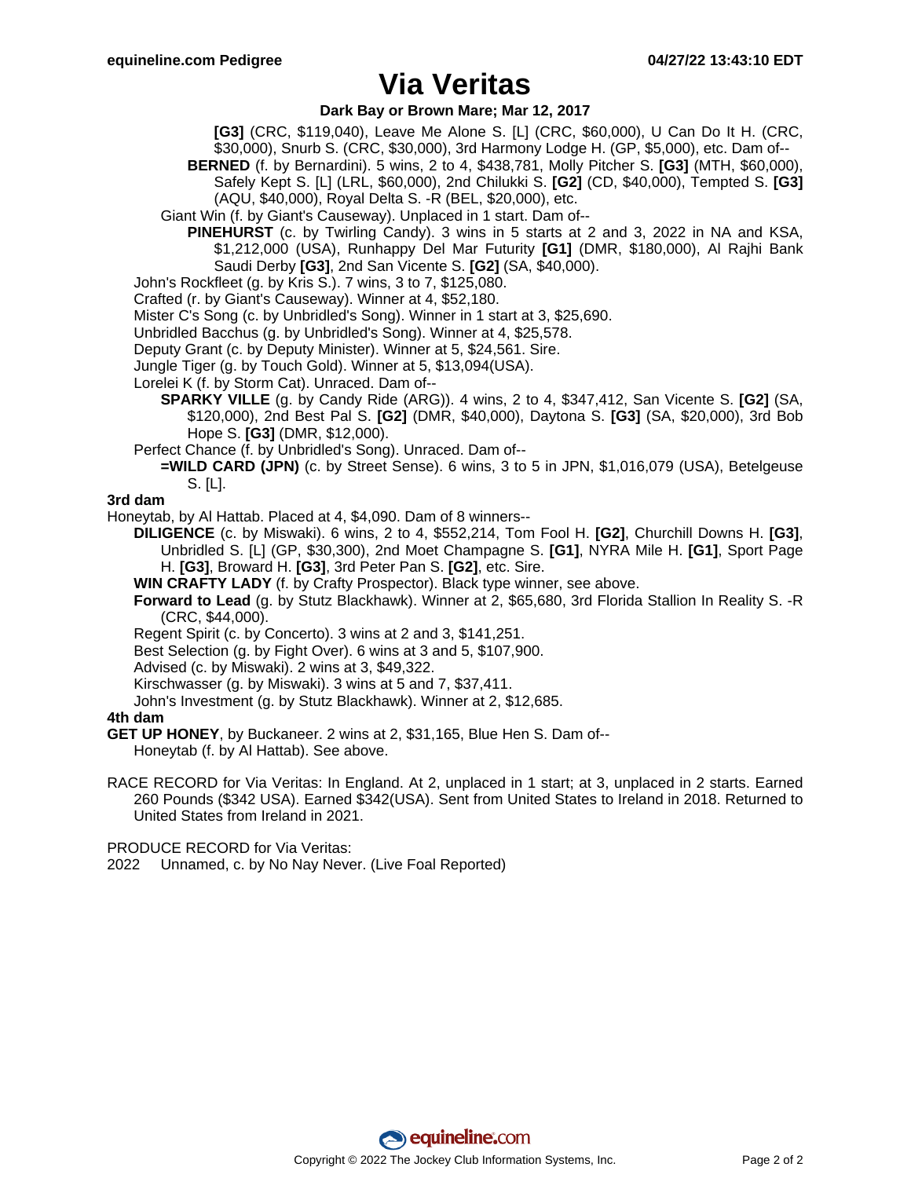# Via Veritas

**Dark Bay or Brown Mare; Mar 12, 2017**

**[G3]** (CRC, $119,040), Leave Me Alone S. [L] (CRC, $60,000), U Can Do It H. (CRC, $30,000), Snurb S. (CRC, $30,000), 3rd Harmony Lodge H. (GP, $5,000), etc. Dam of--

**BERNED** (f. by Bernardini). 5 wins, 2 to 4, $438,781, Molly Pitcher S. **[G3]** (MTH, $60,000), Safely Kept S. [L] (LRL, $60,000), 2nd Chilukki S. **[G2]** (CD, $40,000), Tempted S. **[G3]** (AQU, $40,000), Royal Delta S. -R (BEL, $20,000), etc.

Giant Win (f. by Giant's Causeway). Unplaced in 1 start. Dam of--

**PINEHURST** (c. by Twirling Candy). 3 wins in 5 starts at 2 and 3, 2022 in NA and KSA, $1,212,000 (USA), Runhappy Del Mar Futurity **[G1]** (DMR, $180,000), Al Rajhi Bank Saudi Derby **[G3]**, 2nd San Vicente S. **[G2]** (SA, $40,000).

John's Rockfleet (g. by Kris S.). 7 wins, 3 to 7, $125,080.

Crafted (r. by Giant's Causeway). Winner at 4, $52,180.

Mister C's Song (c. by Unbridled's Song). Winner in 1 start at 3, $25,690.

Unbridled Bacchus (g. by Unbridled's Song). Winner at 4, $25,578.

Deputy Grant (c. by Deputy Minister). Winner at 5, $24,561. Sire.

Jungle Tiger (g. by Touch Gold). Winner at 5, $13,094(USA).

Lorelei K (f. by Storm Cat). Unraced. Dam of--

**SPARKY VILLE** (g. by Candy Ride (ARG)). 4 wins, 2 to 4, $347,412, San Vicente S. **[G2]** (SA, $120,000), 2nd Best Pal S. **[G2]** (DMR, $40,000), Daytona S. **[G3]** (SA, $20,000), 3rd Bob Hope S. **[G3]** (DMR, $12,000).

Perfect Chance (f. by Unbridled's Song). Unraced. Dam of--

**=WILD CARD (JPN)** (c. by Street Sense). 6 wins, 3 to 5 in JPN, $1,016,079 (USA), Betelgeuse S. [L].

### 3rd dam

Honeytab, by Al Hattab. Placed at 4, $4,090. Dam of 8 winners--

**DILIGENCE** (c. by Miswaki). 6 wins, 2 to 4, $552,214, Tom Fool H. **[G2]**, Churchill Downs H. **[G3]**, Unbridled S. [L] (GP, $30,300), 2nd Moet Champagne S. **[G1]**, NYRA Mile H. **[G1]**, Sport Page H. **[G3]**, Broward H. **[G3]**, 3rd Peter Pan S. **[G2]**, etc. Sire.

**WIN CRAFTY LADY** (f. by Crafty Prospector). Black type winner, see above.

**Forward to Lead** (g. by Stutz Blackhawk). Winner at 2, $65,680, 3rd Florida Stallion In Reality S. -R (CRC, $44,000).

Regent Spirit (c. by Concerto). 3 wins at 2 and 3, $141,251.

Best Selection (g. by Fight Over). 6 wins at 3 and 5, $107,900.

Advised (c. by Miswaki). 2 wins at 3, $49,322.

Kirschwasser (g. by Miswaki). 3 wins at 5 and 7, $37,411.

John's Investment (g. by Stutz Blackhawk). Winner at 2, $12,685.

### 4th dam

**GET UP HONEY**, by Buckaneer. 2 wins at 2, $31,165, Blue Hen S. Dam of--

Honeytab (f. by Al Hattab). See above.

RACE RECORD for Via Veritas: In England. At 2, unplaced in 1 start; at 3, unplaced in 2 starts. Earned 260 Pounds ($342 USA). Earned $342(USA). Sent from United States to Ireland in 2018. Returned to United States from Ireland in 2021.

PRODUCE RECORD for Via Veritas:

2022 Unnamed, c. by No Nay Never. (Live Foal Reported)